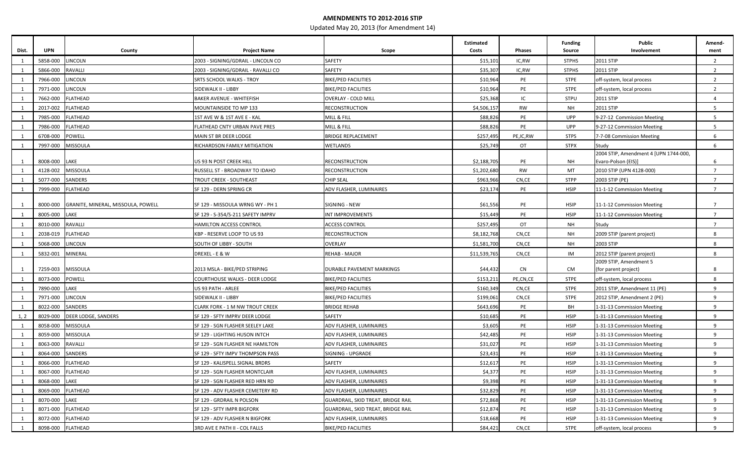# AMENDMENTS TO 2012-2016 STIP

Updated May 20, 2013 (for Amendment 14)

| Dist. | UPN | County | Project Name | Scope | Estimated Costs | Phases | Funding Source | Public Involvement | Amend-ment |
|---|---|---|---|---|---|---|---|---|---|
| 1 | 5858-000 | LINCOLN | 2003 - SIGNING/GDRAIL - LINCOLN CO | SAFETY | $15,101 | IC,RW | STPHS | 2011 STIP | 2 |
| 1 | 5866-000 | RAVALLI | 2003 - SIGNING/GDRAIL - RAVALLI CO | SAFETY | $35,307 | IC,RW | STPHS | 2011 STIP | 2 |
| 1 | 7966-000 | LINCOLN | SRTS SCHOOL WALKS - TROY | BIKE/PED FACILITIES | $10,964 | PE | STPE | off-system, local process | 2 |
| 1 | 7971-000 | LINCOLN | SIDEWALK II - LIBBY | BIKE/PED FACILITIES | $10,964 | PE | STPE | off-system, local process | 2 |
| 1 | 7662-000 | FLATHEAD | BAKER AVENUE - WHITEFISH | OVERLAY - COLD MILL | $25,368 | IC | STPU | 2011 STIP | 4 |
| 1 | 2017-002 | FLATHEAD | MOUNTAINSIDE TO MP 133 | RECONSTRUCTION | $4,506,157 | RW | NH | 2011 STIP | 5 |
| 1 | 7985-000 | FLATHEAD | 1ST AVE W & 1ST AVE E - KAL | MILL & FILL | $88,826 | PE | UPP | 9-27-12 Commission Meeting | 5 |
| 1 | 7986-000 | FLATHEAD | FLATHEAD CNTY URBAN PAVE PRES | MILL & FILL | $88,826 | PE | UPP | 9-27-12 Commission Meeting | 5 |
| 1 | 6708-000 | POWELL | MAIN ST BR DEER LODGE | BRIDGE REPLACEMENT | $257,495 | PE,IC,RW | STPS | 7-7-08 Commission Meeting | 6 |
| 1 | 7997-000 | MISSOULA | RICHARDSON FAMILY MITIGATION | WETLANDS | $25,749 | OT | STPX | Study | 6 |
| 1 | 8008-000 | LAKE | US 93 N POST CREEK HILL | RECONSTRUCTION | $2,188,705 | PE | NH | 2004 STIP, Amendment 4 [UPN 1744-000, Evaro-Polson (EIS)] | 6 |
| 1 | 4128-002 | MISSOULA | RUSSELL ST - BROADWAY TO IDAHO | RECONSTRUCTION | $1,202,680 | RW | MT | 2010 STIP (UPN 4128-000) | 7 |
| 1 | 5077-000 | SANDERS | TROUT CREEK - SOUTHEAST | CHIP SEAL | $963,966 | CN,CE | STPP | 2003 STIP (PE) | 7 |
| 1 | 7999-000 | FLATHEAD | SF 129 - DERN SPRING CR | ADV FLASHER, LUMINAIRES | $23,174 | PE | HSIP | 11-1-12 Commission Meeting | 7 |
| 1 | 8000-000 | GRANITE, MINERAL, MISSOULA, POWELL | SF 129 - MISSOULA WRNG WY - PH 1 | SIGNING - NEW | $61,556 | PE | HSIP | 11-1-12 Commission Meeting | 7 |
| 1 | 8005-000 | LAKE | SF 129 - S-354/S-211 SAFETY IMPRV | INT IMPROVEMENTS | $15,449 | PE | HSIP | 11-1-12 Commission Meeting | 7 |
| 1 | 8010-000 | RAVALLI | HAMILTON ACCESS CONTROL | ACCESS CONTROL | $257,495 | OT | NH | Study | 7 |
| 1 | 2038-019 | FLATHEAD | KBP - RESERVE LOOP TO US 93 | RECONSTRUCTION | $8,182,768 | CN,CE | NH | 2009 STIP (parent project) | 8 |
| 1 | 5068-000 | LINCOLN | SOUTH OF LIBBY - SOUTH | OVERLAY | $1,581,700 | CN,CE | NH | 2003 STIP | 8 |
| 1 | 5832-001 | MINERAL | DREXEL - E & W | REHAB - MAJOR | $11,539,765 | CN,CE | IM | 2012 STIP (parent project) | 8 |
| 1 | 7259-003 | MISSOULA | 2013 MSLA - BIKE/PED STRIPING | DURABLE PAVEMENT MARKINGS | $44,432 | CN | CM | 2009 STIP, Amendment 5 (for parent project) | 8 |
| 1 | 8073-000 | POWELL | COURTHOUSE WALKS - DEER LODGE | BIKE/PED FACILITIES | $153,211 | PE,CN,CE | STPE | off-system, local process | 8 |
| 1 | 7890-000 | LAKE | US 93 PATH - ARLEE | BIKE/PED FACILITIES | $160,349 | CN,CE | STPE | 2011 STIP, Amendment 11 (PE) | 9 |
| 1 | 7971-000 | LINCOLN | SIDEWALK II - LIBBY | BIKE/PED FACILITIES | $199,061 | CN,CE | STPE | 2012 STIP, Amendment 2 (PE) | 9 |
| 1 | 8022-000 | SANDERS | CLARK FORK - 1 M NW TROUT CREEK | BRIDGE REHAB | $643,696 | PE | BH | 1-31-13 Commission Meeting | 9 |
| 1, 2 | 8029-000 | DEER LODGE, SANDERS | SF 129 - SFTY IMPRV DEER LODGE | SAFETY | $10,685 | PE | HSIP | 1-31-13 Commission Meeting | 9 |
| 1 | 8058-000 | MISSOULA | SF 129 - SGN FLASHER SEELEY LAKE | ADV FLASHER, LUMINAIRES | $3,605 | PE | HSIP | 1-31-13 Commission Meeting | 9 |
| 1 | 8059-000 | MISSOULA | SF 129 - LIGHTING HUSON INTCH | ADV FLASHER, LUMINAIRES | $42,485 | PE | HSIP | 1-31-13 Commission Meeting | 9 |
| 1 | 8063-000 | RAVALLI | SF 129 - SGN FLASHER NE HAMILTON | ADV FLASHER, LUMINAIRES | $31,027 | PE | HSIP | 1-31-13 Commission Meeting | 9 |
| 1 | 8064-000 | SANDERS | SF 129 - SFTY IMPV THOMPSON PASS | SIGNING - UPGRADE | $23,431 | PE | HSIP | 1-31-13 Commission Meeting | 9 |
| 1 | 8066-000 | FLATHEAD | SF 129 - KALISPELL SIGNAL BRDRS | SAFETY | $12,617 | PE | HSIP | 1-31-13 Commission Meeting | 9 |
| 1 | 8067-000 | FLATHEAD | SF 129 - SGN FLASHER MONTCLAIR | ADV FLASHER, LUMINAIRES | $4,377 | PE | HSIP | 1-31-13 Commission Meeting | 9 |
| 1 | 8068-000 | LAKE | SF 129 - SGN FLASHER RED HRN RD | ADV FLASHER, LUMINAIRES | $9,398 | PE | HSIP | 1-31-13 Commission Meeting | 9 |
| 1 | 8069-000 | FLATHEAD | SF 129 - ADV FLASHER CEMETERY RD | ADV FLASHER, LUMINAIRES | $32,829 | PE | HSIP | 1-31-13 Commission Meeting | 9 |
| 1 | 8070-000 | LAKE | SF 129 - GRDRAIL N POLSON | GUARDRAIL, SKID TREAT, BRIDGE RAIL | $72,868 | PE | HSIP | 1-31-13 Commission Meeting | 9 |
| 1 | 8071-000 | FLATHEAD | SF 129 - SFTY IMPR BIGFORK | GUARDRAIL, SKID TREAT, BRIDGE RAIL | $12,874 | PE | HSIP | 1-31-13 Commission Meeting | 9 |
| 1 | 8072-000 | FLATHEAD | SF 129 - ADV FLASHER N BIGFORK | ADV FLASHER, LUMINAIRES | $18,668 | PE | HSIP | 1-31-13 Commission Meeting | 9 |
| 1 | 8098-000 | FLATHEAD | 3RD AVE E PATH II - COL FALLS | BIKE/PED FACILITIES | $84,421 | CN,CE | STPE | off-system, local process | 9 |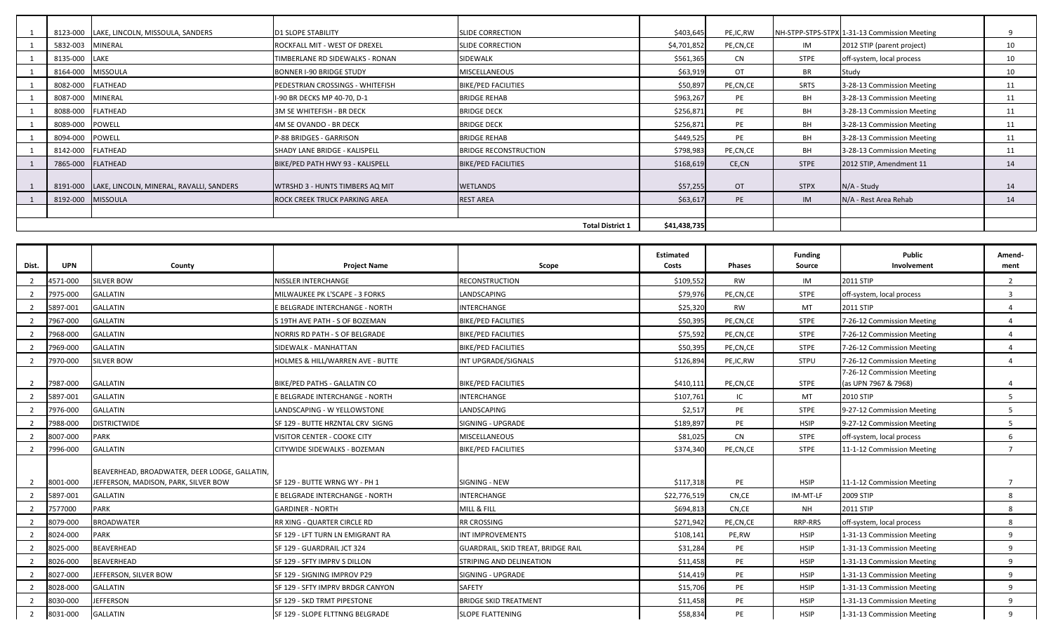| Dist. | UPN | County | Project Name | Scope | Estimated Costs | Phases | Funding Source | Public Involvement | Amend-ment |
|---|---|---|---|---|---|---|---|---|---|
| 1 | 8123-000 | LAKE, LINCOLN, MISSOULA, SANDERS | D1 SLOPE STABILITY | SLIDE CORRECTION | $403,645 | PE,IC,RW | NH-STPP-STPS-STPX | 1-31-13 Commission Meeting | 9 |
| 1 | 5832-003 | MINERAL | ROCKFALL MIT - WEST OF DREXEL | SLIDE CORRECTION | $4,701,852 | PE,CN,CE | IM | 2012 STIP (parent project) | 10 |
| 1 | 8135-000 | LAKE | TIMBERLANE RD SIDEWALKS - RONAN | SIDEWALK | $561,365 | CN | STPE | off-system, local process | 10 |
| 1 | 8164-000 | MISSOULA | BONNER I-90 BRIDGE STUDY | MISCELLANEOUS | $63,919 | OT | BR | Study | 10 |
| 1 | 8082-000 | FLATHEAD | PEDESTRIAN CROSSINGS - WHITEFISH | BIKE/PED FACILITIES | $50,897 | PE,CN,CE | SRTS | 3-28-13 Commission Meeting | 11 |
| 1 | 8087-000 | MINERAL | I-90 BR DECKS MP 40-70, D-1 | BRIDGE REHAB | $963,267 | PE | BH | 3-28-13 Commission Meeting | 11 |
| 1 | 8088-000 | FLATHEAD | 3M SE WHITEFISH - BR DECK | BRIDGE DECK | $256,871 | PE | BH | 3-28-13 Commission Meeting | 11 |
| 1 | 8089-000 | POWELL | 4M SE OVANDO - BR DECK | BRIDGE DECK | $256,871 | PE | BH | 3-28-13 Commission Meeting | 11 |
| 1 | 8094-000 | POWELL | P-88 BRIDGES - GARRISON | BRIDGE REHAB | $449,525 | PE | BH | 3-28-13 Commission Meeting | 11 |
| 1 | 8142-000 | FLATHEAD | SHADY LANE BRIDGE - KALISPELL | BRIDGE RECONSTRUCTION | $798,983 | PE,CN,CE | BH | 3-28-13 Commission Meeting | 11 |
| 1 | 7865-000 | FLATHEAD | BIKE/PED PATH HWY 93 - KALISPELL | BIKE/PED FACILITIES | $168,619 | CE,CN | STPE | 2012 STIP, Amendment 11 | 14 |
| 1 | 8191-000 | LAKE, LINCOLN, MINERAL, RAVALLI, SANDERS | WTRSHD 3 - HUNTS TIMBERS AQ MIT | WETLANDS | $57,255 | OT | STPX | N/A - Study | 14 |
| 1 | 8192-000 | MISSOULA | ROCK CREEK TRUCK PARKING AREA | REST AREA | $63,617 | PE | IM | N/A - Rest Area Rehab | 14 |
| | | | | **Total District 1** | **$41,438,735** | | | | |

| Dist. | UPN | County | Project Name | Scope | Estimated Costs | Phases | Funding Source | Public Involvement | Amend-ment |
|---|---|---|---|---|---|---|---|---|---|
| 2 | 4571-000 | SILVER BOW | NISSLER INTERCHANGE | RECONSTRUCTION | $109,552 | RW | IM | 2011 STIP | 2 |
| 2 | 7975-000 | GALLATIN | MILWAUKEE PK L'SCAPE - 3 FORKS | LANDSCAPING | $79,976 | PE,CN,CE | STPE | off-system, local process | 3 |
| 2 | 5897-001 | GALLATIN | E BELGRADE INTERCHANGE - NORTH | INTERCHANGE | $25,320 | RW | MT | 2011 STIP | 4 |
| 2 | 7967-000 | GALLATIN | S 19TH AVE PATH - S OF BOZEMAN | BIKE/PED FACILITIES | $50,395 | PE,CN,CE | STPE | 7-26-12 Commission Meeting | 4 |
| 2 | 7968-000 | GALLATIN | NORRIS RD PATH - S OF BELGRADE | BIKE/PED FACILITIES | $75,592 | PE,CN,CE | STPE | 7-26-12 Commission Meeting | 4 |
| 2 | 7969-000 | GALLATIN | SIDEWALK - MANHATTAN | BIKE/PED FACILITIES | $50,395 | PE,CN,CE | STPE | 7-26-12 Commission Meeting | 4 |
| 2 | 7970-000 | SILVER BOW | HOLMES & HILL/WARREN AVE - BUTTE | INT UPGRADE/SIGNALS | $126,894 | PE,IC,RW | STPU | 7-26-12 Commission Meeting | 4 |
| 2 | 7987-000 | GALLATIN | BIKE/PED PATHS - GALLATIN CO | BIKE/PED FACILITIES | $410,111 | PE,CN,CE | STPE | 7-26-12 Commission Meeting (as UPN 7967 & 7968) | 4 |
| 2 | 5897-001 | GALLATIN | E BELGRADE INTERCHANGE - NORTH | INTERCHANGE | $107,761 | IC | MT | 2010 STIP | 5 |
| 2 | 7976-000 | GALLATIN | LANDSCAPING - W YELLOWSTONE | LANDSCAPING | $2,517 | PE | STPE | 9-27-12 Commission Meeting | 5 |
| 2 | 7988-000 | DISTRICTWIDE | SF 129 - BUTTE HRZNTAL CRV SIGNG | SIGNING - UPGRADE | $189,897 | PE | HSIP | 9-27-12 Commission Meeting | 5 |
| 2 | 8007-000 | PARK | VISITOR CENTER - COOKE CITY | MISCELLANEOUS | $81,025 | CN | STPE | off-system, local process | 6 |
| 2 | 7996-000 | GALLATIN | CITYWIDE SIDEWALKS - BOZEMAN | BIKE/PED FACILITIES | $374,340 | PE,CN,CE | STPE | 11-1-12 Commission Meeting | 7 |
| 2 | 8001-000 | BEAVERHEAD, BROADWATER, DEER LODGE, GALLATIN, JEFFERSON, MADISON, PARK, SILVER BOW | SF 129 - BUTTE WRNG WY - PH 1 | SIGNING - NEW | $117,318 | PE | HSIP | 11-1-12 Commission Meeting | 7 |
| 2 | 5897-001 | GALLATIN | E BELGRADE INTERCHANGE - NORTH | INTERCHANGE | $22,776,519 | CN,CE | IM-MT-LF | 2009 STIP | 8 |
| 2 | 7577000 | PARK | GARDINER - NORTH | MILL & FILL | $694,813 | CN,CE | NH | 2011 STIP | 8 |
| 2 | 8079-000 | BROADWATER | RR XING - QUARTER CIRCLE RD | RR CROSSING | $271,942 | PE,CN,CE | RRP-RRS | off-system, local process | 8 |
| 2 | 8024-000 | PARK | SF 129 - LFT TURN LN EMIGRANT RA | INT IMPROVEMENTS | $108,141 | PE,RW | HSIP | 1-31-13 Commission Meeting | 9 |
| 2 | 8025-000 | BEAVERHEAD | SF 129 - GUARDRAIL JCT 324 | GUARDRAIL, SKID TREAT, BRIDGE RAIL | $31,284 | PE | HSIP | 1-31-13 Commission Meeting | 9 |
| 2 | 8026-000 | BEAVERHEAD | SF 129 - SFTY IMPRV S DILLON | STRIPING AND DELINEATION | $11,458 | PE | HSIP | 1-31-13 Commission Meeting | 9 |
| 2 | 8027-000 | JEFFERSON, SILVER BOW | SF 129 - SIGNING IMPROV P29 | SIGNING - UPGRADE | $14,419 | PE | HSIP | 1-31-13 Commission Meeting | 9 |
| 2 | 8028-000 | GALLATIN | SF 129 - SFTY IMPRV BRDGR CANYON | SAFETY | $15,706 | PE | HSIP | 1-31-13 Commission Meeting | 9 |
| 2 | 8030-000 | JEFFERSON | SF 129 - SKD TRMT PIPESTONE | BRIDGE SKID TREATMENT | $11,458 | PE | HSIP | 1-31-13 Commission Meeting | 9 |
| 2 | 8031-000 | GALLATIN | SF 129 - SLOPE FLTTNNG BELGRADE | SLOPE FLATTENING | $58,834 | PE | HSIP | 1-31-13 Commission Meeting | 9 |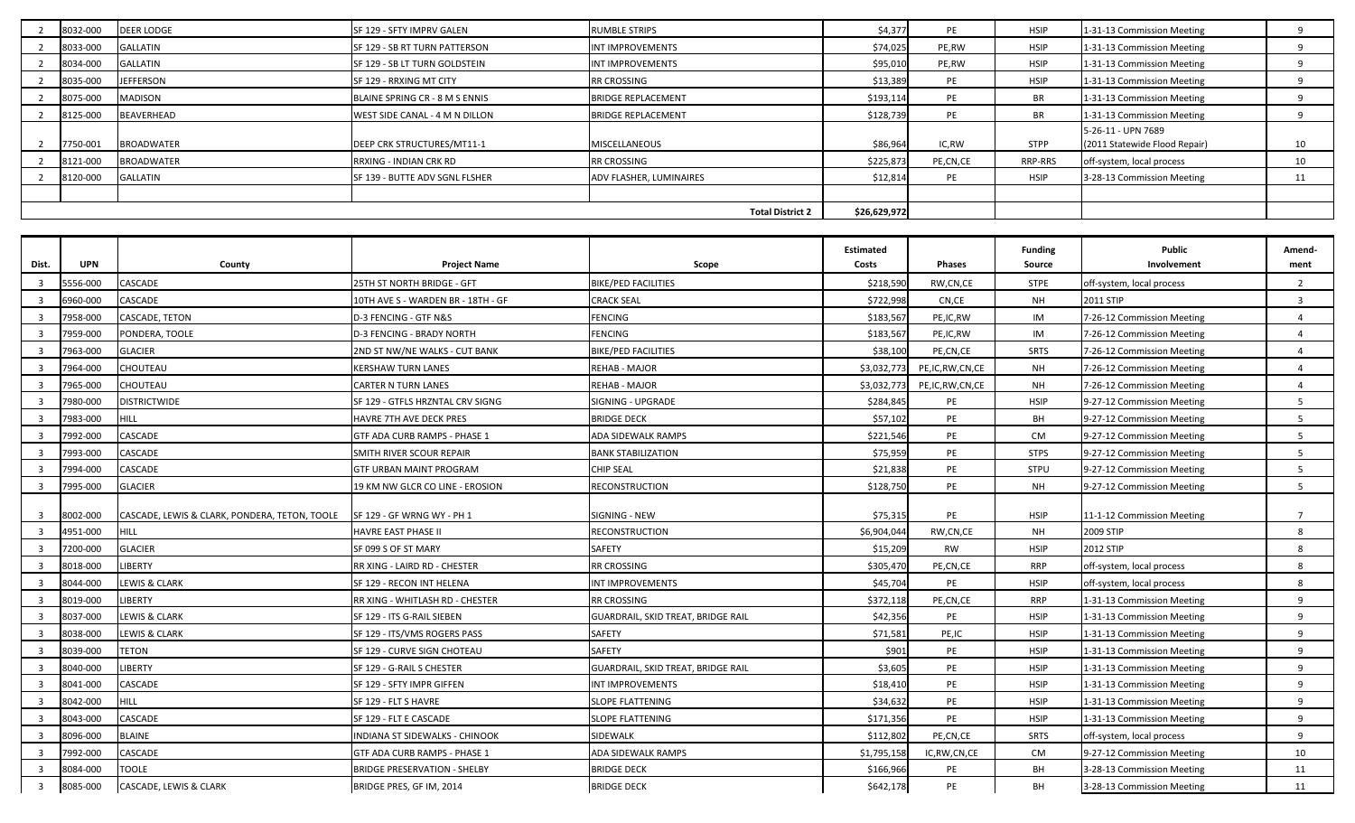| | | | | | | | | | |
|---|---|---|---|---|---|---|---|---|---|
| 2 | 8032-000 | DEER LODGE | SF 129 - SFTY IMPRV GALEN | RUMBLE STRIPS | $4,377 | PE | HSIP | 1-31-13 Commission Meeting | 9 |
| 2 | 8033-000 | GALLATIN | SF 129 - SB RT TURN PATTERSON | INT IMPROVEMENTS | $74,025 | PE,RW | HSIP | 1-31-13 Commission Meeting | 9 |
| 2 | 8034-000 | GALLATIN | SF 129 - SB LT TURN GOLDSTEIN | INT IMPROVEMENTS | $95,010 | PE,RW | HSIP | 1-31-13 Commission Meeting | 9 |
| 2 | 8035-000 | JEFFERSON | SF 129 - RRXING MT CITY | RR CROSSING | $13,389 | PE | HSIP | 1-31-13 Commission Meeting | 9 |
| 2 | 8075-000 | MADISON | BLAINE SPRING CR - 8 M S ENNIS | BRIDGE REPLACEMENT | $193,114 | PE | BR | 1-31-13 Commission Meeting | 9 |
| 2 | 8125-000 | BEAVERHEAD | WEST SIDE CANAL - 4 M N DILLON | BRIDGE REPLACEMENT | $128,739 | PE | BR | 1-31-13 Commission Meeting | 9 |
| 2 | 7750-001 | BROADWATER | DEEP CRK STRUCTURES/MT11-1 | MISCELLANEOUS | $86,964 | IC,RW | STPP | 5-26-11 - UPN 7689 (2011 Statewide Flood Repair) | 10 |
| 2 | 8121-000 | BROADWATER | RRXING - INDIAN CRK RD | RR CROSSING | $225,873 | PE,CN,CE | RRP-RRS | off-system, local process | 10 |
| 2 | 8120-000 | GALLATIN | SF 139 - BUTTE ADV SGNL FLSHER | ADV FLASHER, LUMINAIRES | $12,814 | PE | HSIP | 3-28-13 Commission Meeting | 11 |
| | | | | | | | | | |
| | | | | **Total District 2** | $26,629,972 | | | | |

| Dist. | UPN | County | Project Name | Scope | Estimated Costs | Phases | Funding Source | Public Involvement | Amend-ment |
|---|---|---|---|---|---|---|---|---|---|
| 3 | 5556-000 | CASCADE | 25TH ST NORTH BRIDGE - GFT | BIKE/PED FACILITIES | $218,590 | RW,CN,CE | STPE | off-system, local process | 2 |
| 3 | 6960-000 | CASCADE | 10TH AVE S - WARDEN BR - 18TH - GF | CRACK SEAL | $722,998 | CN,CE | NH | 2011 STIP | 3 |
| 3 | 7958-000 | CASCADE, TETON | D-3 FENCING - GTF N&S | FENCING | $183,567 | PE,IC,RW | IM | 7-26-12 Commission Meeting | 4 |
| 3 | 7959-000 | PONDERA, TOOLE | D-3 FENCING - BRADY NORTH | FENCING | $183,567 | PE,IC,RW | IM | 7-26-12 Commission Meeting | 4 |
| 3 | 7963-000 | GLACIER | 2ND ST NW/NE WALKS - CUT BANK | BIKE/PED FACILITIES | $38,100 | PE,CN,CE | SRTS | 7-26-12 Commission Meeting | 4 |
| 3 | 7964-000 | CHOUTEAU | KERSHAW TURN LANES | REHAB - MAJOR | $3,032,773 | PE,IC,RW,CN,CE | NH | 7-26-12 Commission Meeting | 4 |
| 3 | 7965-000 | CHOUTEAU | CARTER N TURN LANES | REHAB - MAJOR | $3,032,773 | PE,IC,RW,CN,CE | NH | 7-26-12 Commission Meeting | 4 |
| 3 | 7980-000 | DISTRICTWIDE | SF 129 - GTFLS HRZNTAL CRV SIGNG | SIGNING - UPGRADE | $284,845 | PE | HSIP | 9-27-12 Commission Meeting | 5 |
| 3 | 7983-000 | HILL | HAVRE 7TH AVE DECK PRES | BRIDGE DECK | $57,102 | PE | BH | 9-27-12 Commission Meeting | 5 |
| 3 | 7992-000 | CASCADE | GTF ADA CURB RAMPS - PHASE 1 | ADA SIDEWALK RAMPS | $221,546 | PE | CM | 9-27-12 Commission Meeting | 5 |
| 3 | 7993-000 | CASCADE | SMITH RIVER SCOUR REPAIR | BANK STABILIZATION | $75,959 | PE | STPS | 9-27-12 Commission Meeting | 5 |
| 3 | 7994-000 | CASCADE | GTF URBAN MAINT PROGRAM | CHIP SEAL | $21,838 | PE | STPU | 9-27-12 Commission Meeting | 5 |
| 3 | 7995-000 | GLACIER | 19 KM NW GLCR CO LINE - EROSION | RECONSTRUCTION | $128,750 | PE | NH | 9-27-12 Commission Meeting | 5 |
| 3 | 8002-000 | CASCADE, LEWIS & CLARK, PONDERA, TETON, TOOLE | SF 129 - GF WRNG WY - PH 1 | SIGNING - NEW | $75,315 | PE | HSIP | 11-1-12 Commission Meeting | 7 |
| 3 | 4951-000 | HILL | HAVRE EAST PHASE II | RECONSTRUCTION | $6,904,044 | RW,CN,CE | NH | 2009 STIP | 8 |
| 3 | 7200-000 | GLACIER | SF 099 S OF ST MARY | SAFETY | $15,209 | RW | HSIP | 2012 STIP | 8 |
| 3 | 8018-000 | LIBERTY | RR XING - LAIRD RD - CHESTER | RR CROSSING | $305,470 | PE,CN,CE | RRP | off-system, local process | 8 |
| 3 | 8044-000 | LEWIS & CLARK | SF 129 - RECON INT HELENA | INT IMPROVEMENTS | $45,704 | PE | HSIP | off-system, local process | 8 |
| 3 | 8019-000 | LIBERTY | RR XING - WHITLASH RD - CHESTER | RR CROSSING | $372,118 | PE,CN,CE | RRP | 1-31-13 Commission Meeting | 9 |
| 3 | 8037-000 | LEWIS & CLARK | SF 129 - ITS G-RAIL SIEBEN | GUARDRAIL, SKID TREAT, BRIDGE RAIL | $42,356 | PE | HSIP | 1-31-13 Commission Meeting | 9 |
| 3 | 8038-000 | LEWIS & CLARK | SF 129 - ITS/VMS ROGERS PASS | SAFETY | $71,581 | PE,IC | HSIP | 1-31-13 Commission Meeting | 9 |
| 3 | 8039-000 | TETON | SF 129 - CURVE SIGN CHOTEAU | SAFETY | $901 | PE | HSIP | 1-31-13 Commission Meeting | 9 |
| 3 | 8040-000 | LIBERTY | SF 129 - G-RAIL S CHESTER | GUARDRAIL, SKID TREAT, BRIDGE RAIL | $3,605 | PE | HSIP | 1-31-13 Commission Meeting | 9 |
| 3 | 8041-000 | CASCADE | SF 129 - SFTY IMPR GIFFEN | INT IMPROVEMENTS | $18,410 | PE | HSIP | 1-31-13 Commission Meeting | 9 |
| 3 | 8042-000 | HILL | SF 129 - FLT S HAVRE | SLOPE FLATTENING | $34,632 | PE | HSIP | 1-31-13 Commission Meeting | 9 |
| 3 | 8043-000 | CASCADE | SF 129 - FLT E CASCADE | SLOPE FLATTENING | $171,356 | PE | HSIP | 1-31-13 Commission Meeting | 9 |
| 3 | 8096-000 | BLAINE | INDIANA ST SIDEWALKS - CHINOOK | SIDEWALK | $112,802 | PE,CN,CE | SRTS | off-system, local process | 9 |
| 3 | 7992-000 | CASCADE | GTF ADA CURB RAMPS - PHASE 1 | ADA SIDEWALK RAMPS | $1,795,158 | IC,RW,CN,CE | CM | 9-27-12 Commission Meeting | 10 |
| 3 | 8084-000 | TOOLE | BRIDGE PRESERVATION - SHELBY | BRIDGE DECK | $166,966 | PE | BH | 3-28-13 Commission Meeting | 11 |
| 3 | 8085-000 | CASCADE, LEWIS & CLARK | BRIDGE PRES, GF IM, 2014 | BRIDGE DECK | $642,178 | PE | BH | 3-28-13 Commission Meeting | 11 |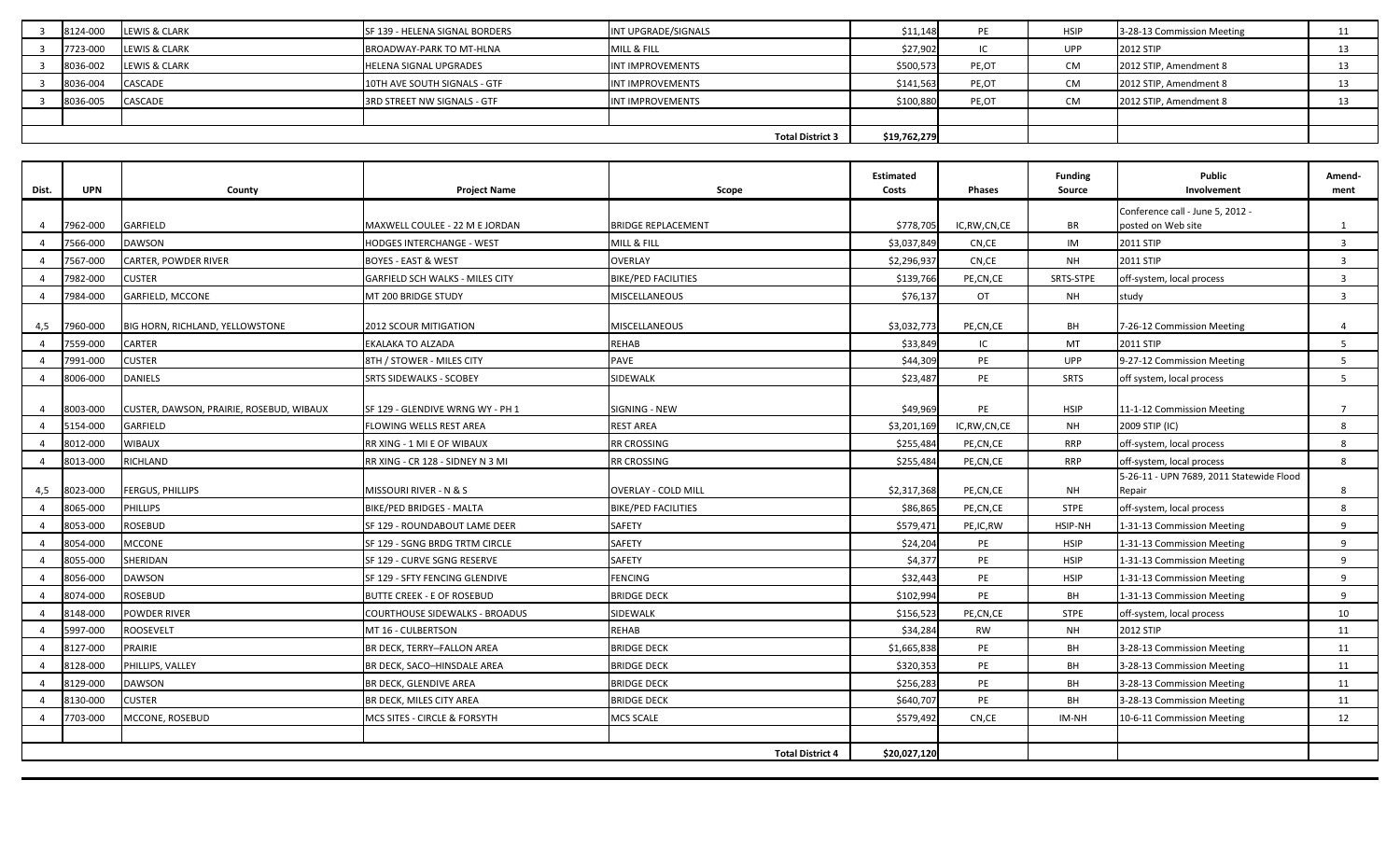| Dist. | UPN | County | Project Name | Scope | Estimated Costs | Phases | Funding Source | Public Involvement | Amend-ment |
|---|---|---|---|---|---|---|---|---|---|
| 3 | 8124-000 | LEWIS & CLARK | SF 139 - HELENA SIGNAL BORDERS | INT UPGRADE/SIGNALS | $11,148 | PE | HSIP | 3-28-13 Commission Meeting | 11 |
| 3 | 7723-000 | LEWIS & CLARK | BROADWAY-PARK TO MT-HLNA | MILL & FILL | $27,902 | IC | UPP | 2012 STIP | 13 |
| 3 | 8036-002 | LEWIS & CLARK | HELENA SIGNAL UPGRADES | INT IMPROVEMENTS | $500,573 | PE,OT | CM | 2012 STIP, Amendment 8 | 13 |
| 3 | 8036-004 | CASCADE | 10TH AVE SOUTH SIGNALS - GTF | INT IMPROVEMENTS | $141,563 | PE,OT | CM | 2012 STIP, Amendment 8 | 13 |
| 3 | 8036-005 | CASCADE | 3RD STREET NW SIGNALS - GTF | INT IMPROVEMENTS | $100,880 | PE,OT | CM | 2012 STIP, Amendment 8 | 13 |
| | | | | | | | | | |
| | | | | **Total District 3** | **$19,762,279** | | | | |

| Dist. | UPN | County | Project Name | Scope | Estimated Costs | Phases | Funding Source | Public Involvement | Amend-ment |
|---|---|---|---|---|---|---|---|---|---|
| 4 | 7962-000 | GARFIELD | MAXWELL COULEE - 22 M E JORDAN | BRIDGE REPLACEMENT | $778,705 | IC,RW,CN,CE | BR | Conference call - June 5, 2012 - posted on Web site | 1 |
| 4 | 7566-000 | DAWSON | HODGES INTERCHANGE - WEST | MILL & FILL | $3,037,849 | CN,CE | IM | 2011 STIP | 3 |
| 4 | 7567-000 | CARTER, POWDER RIVER | BOYES - EAST & WEST | OVERLAY | $2,296,937 | CN,CE | NH | 2011 STIP | 3 |
| 4 | 7982-000 | CUSTER | GARFIELD SCH WALKS - MILES CITY | BIKE/PED FACILITIES | $139,766 | PE,CN,CE | SRTS-STPE | off-system, local process | 3 |
| 4 | 7984-000 | GARFIELD, MCCONE | MT 200 BRIDGE STUDY | MISCELLANEOUS | $76,137 | OT | NH | study | 3 |
| 4,5 | 7960-000 | BIG HORN, RICHLAND, YELLOWSTONE | 2012 SCOUR MITIGATION | MISCELLANEOUS | $3,032,773 | PE,CN,CE | BH | 7-26-12 Commission Meeting | 4 |
| 4 | 7559-000 | CARTER | EKALAKA TO ALZADA | REHAB | $33,849 | IC | MT | 2011 STIP | 5 |
| 4 | 7991-000 | CUSTER | 8TH / STOWER - MILES CITY | PAVE | $44,309 | PE | UPP | 9-27-12 Commission Meeting | 5 |
| 4 | 8006-000 | DANIELS | SRTS SIDEWALKS - SCOBEY | SIDEWALK | $23,487 | PE | SRTS | off system, local process | 5 |
| 4 | 8003-000 | CUSTER, DAWSON, PRAIRIE, ROSEBUD, WIBAUX | SF 129 - GLENDIVE WRNG WY - PH 1 | SIGNING - NEW | $49,969 | PE | HSIP | 11-1-12 Commission Meeting | 7 |
| 4 | 5154-000 | GARFIELD | FLOWING WELLS REST AREA | REST AREA | $3,201,169 | IC,RW,CN,CE | NH | 2009 STIP (IC) | 8 |
| 4 | 8012-000 | WIBAUX | RR XING - 1 MI E OF WIBAUX | RR CROSSING | $255,484 | PE,CN,CE | RRP | off-system, local process | 8 |
| 4 | 8013-000 | RICHLAND | RR XING - CR 128 - SIDNEY N 3 MI | RR CROSSING | $255,484 | PE,CN,CE | RRP | off-system, local process | 8 |
| 4,5 | 8023-000 | FERGUS, PHILLIPS | MISSOURI RIVER - N & S | OVERLAY - COLD MILL | $2,317,368 | PE,CN,CE | NH | 5-26-11 - UPN 7689, 2011 Statewide Flood Repair | 8 |
| 4 | 8065-000 | PHILLIPS | BIKE/PED BRIDGES - MALTA | BIKE/PED FACILITIES | $86,865 | PE,CN,CE | STPE | off-system, local process | 8 |
| 4 | 8053-000 | ROSEBUD | SF 129 - ROUNDABOUT LAME DEER | SAFETY | $579,471 | PE,IC,RW | HSIP-NH | 1-31-13 Commission Meeting | 9 |
| 4 | 8054-000 | MCCONE | SF 129 - SGNG BRDG TRTM CIRCLE | SAFETY | $24,204 | PE | HSIP | 1-31-13 Commission Meeting | 9 |
| 4 | 8055-000 | SHERIDAN | SF 129 - CURVE SGNG RESERVE | SAFETY | $4,377 | PE | HSIP | 1-31-13 Commission Meeting | 9 |
| 4 | 8056-000 | DAWSON | SF 129 - SFTY FENCING GLENDIVE | FENCING | $32,443 | PE | HSIP | 1-31-13 Commission Meeting | 9 |
| 4 | 8074-000 | ROSEBUD | BUTTE CREEK - E OF ROSEBUD | BRIDGE DECK | $102,994 | PE | BH | 1-31-13 Commission Meeting | 9 |
| 4 | 8148-000 | POWDER RIVER | COURTHOUSE SIDEWALKS - BROADUS | SIDEWALK | $156,523 | PE,CN,CE | STPE | off-system, local process | 10 |
| 4 | 5997-000 | ROOSEVELT | MT 16 - CULBERTSON | REHAB | $34,284 | RW | NH | 2012 STIP | 11 |
| 4 | 8127-000 | PRAIRIE | BR DECK, TERRY--FALLON AREA | BRIDGE DECK | $1,665,838 | PE | BH | 3-28-13 Commission Meeting | 11 |
| 4 | 8128-000 | PHILLIPS, VALLEY | BR DECK, SACO--HINSDALE AREA | BRIDGE DECK | $320,353 | PE | BH | 3-28-13 Commission Meeting | 11 |
| 4 | 8129-000 | DAWSON | BR DECK, GLENDIVE AREA | BRIDGE DECK | $256,283 | PE | BH | 3-28-13 Commission Meeting | 11 |
| 4 | 8130-000 | CUSTER | BR DECK, MILES CITY AREA | BRIDGE DECK | $640,707 | PE | BH | 3-28-13 Commission Meeting | 11 |
| 4 | 7703-000 | MCCONE, ROSEBUD | MCS SITES - CIRCLE & FORSYTH | MCS SCALE | $579,492 | CN,CE | IM-NH | 10-6-11 Commission Meeting | 12 |
| | | | | | | | | | |
| | | | | **Total District 4** | **$20,027,120** | | | | |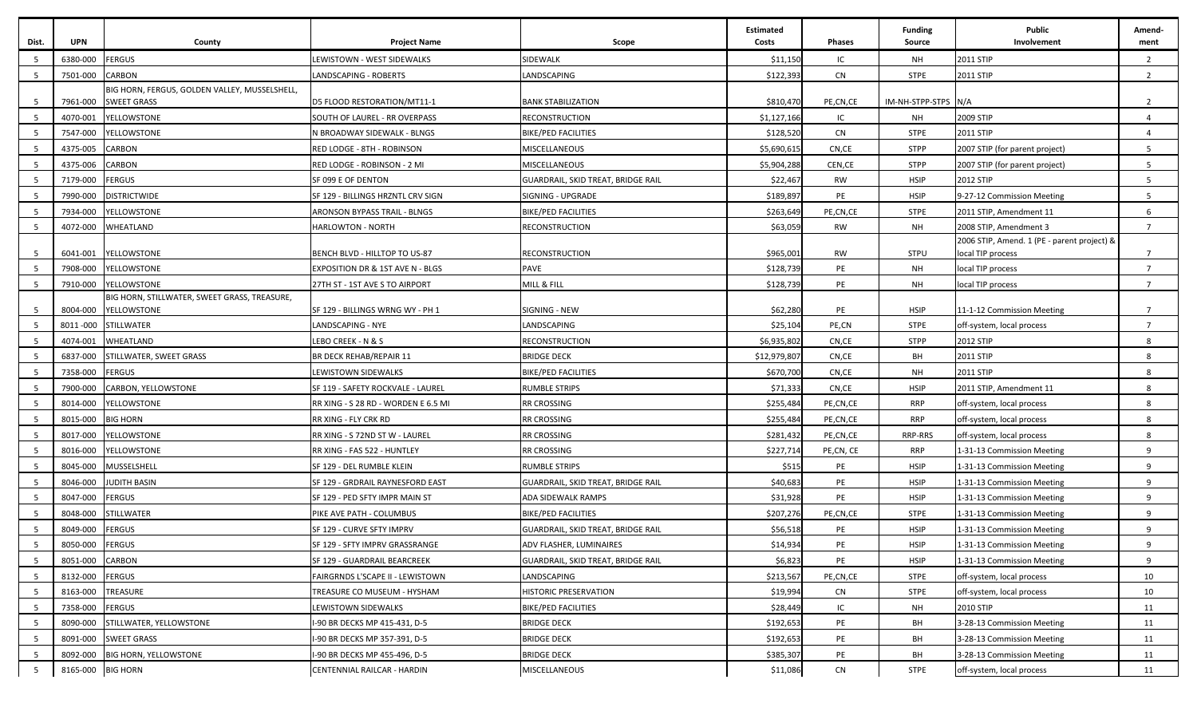| Dist. | UPN | County | Project Name | Scope | Estimated Costs | Phases | Funding Source | Public Involvement | Amend-ment |
|---|---|---|---|---|---|---|---|---|---|
| 5 | 6380-000 | FERGUS | LEWISTOWN - WEST SIDEWALKS | SIDEWALK | $11,150 | IC | NH | 2011 STIP | 2 |
| 5 | 7501-000 | CARBON | LANDSCAPING - ROBERTS | LANDSCAPING | $122,393 | CN | STPE | 2011 STIP | 2 |
| 5 | 7961-000 | BIG HORN, FERGUS, GOLDEN VALLEY, MUSSELSHELL, SWEET GRASS | D5 FLOOD RESTORATION/MT11-1 | BANK STABILIZATION | $810,470 | PE,CN,CE | IM-NH-STPP-STPS | N/A | 2 |
| 5 | 4070-001 | YELLOWSTONE | SOUTH OF LAUREL - RR OVERPASS | RECONSTRUCTION | $1,127,166 | IC | NH | 2009 STIP | 4 |
| 5 | 7547-000 | YELLOWSTONE | N BROADWAY SIDEWALK - BLNGS | BIKE/PED FACILITIES | $128,520 | CN | STPE | 2011 STIP | 4 |
| 5 | 4375-005 | CARBON | RED LODGE - 8TH - ROBINSON | MISCELLANEOUS | $5,690,615 | CN,CE | STPP | 2007 STIP (for parent project) | 5 |
| 5 | 4375-006 | CARBON | RED LODGE - ROBINSON - 2 MI | MISCELLANEOUS | $5,904,288 | CEN,CE | STPP | 2007 STIP (for parent project) | 5 |
| 5 | 7179-000 | FERGUS | SF 099 E OF DENTON | GUARDRAIL, SKID TREAT, BRIDGE RAIL | $22,467 | RW | HSIP | 2012 STIP | 5 |
| 5 | 7990-000 | DISTRICTWIDE | SF 129 - BILLINGS HRZNTL CRV SIGN | SIGNING - UPGRADE | $189,897 | PE | HSIP | 9-27-12 Commission Meeting | 5 |
| 5 | 7934-000 | YELLOWSTONE | ARONSON BYPASS TRAIL - BLNGS | BIKE/PED FACILITIES | $263,649 | PE,CN,CE | STPE | 2011 STIP, Amendment 11 | 6 |
| 5 | 4072-000 | WHEATLAND | HARLOWTON - NORTH | RECONSTRUCTION | $63,059 | RW | NH | 2008 STIP, Amendment 3 | 7 |
| 5 | 6041-001 | YELLOWSTONE | BENCH BLVD - HILLTOP TO US-87 | RECONSTRUCTION | $965,001 | RW | STPU | 2006 STIP, Amend. 1 (PE - parent project) & local TIP process | 7 |
| 5 | 7908-000 | YELLOWSTONE | EXPOSITION DR & 1ST AVE N - BLGS | PAVE | $128,739 | PE | NH | local TIP process | 7 |
| 5 | 7910-000 | YELLOWSTONE | 27TH ST - 1ST AVE S TO AIRPORT | MILL & FILL | $128,739 | PE | NH | local TIP process | 7 |
| 5 | 8004-000 | BIG HORN, STILLWATER, SWEET GRASS, TREASURE, YELLOWSTONE | SF 129 - BILLINGS WRNG WY - PH 1 | SIGNING - NEW | $62,280 | PE | HSIP | 11-1-12 Commission Meeting | 7 |
| 5 | 8011 -000 | STILLWATER | LANDSCAPING - NYE | LANDSCAPING | $25,104 | PE,CN | STPE | off-system, local process | 7 |
| 5 | 4074-001 | WHEATLAND | LEBO CREEK - N & S | RECONSTRUCTION | $6,935,802 | CN,CE | STPP | 2012 STIP | 8 |
| 5 | 6837-000 | STILLWATER, SWEET GRASS | BR DECK REHAB/REPAIR 11 | BRIDGE DECK | $12,979,807 | CN,CE | BH | 2011 STIP | 8 |
| 5 | 7358-000 | FERGUS | LEWISTOWN SIDEWALKS | BIKE/PED FACILITIES | $670,700 | CN,CE | NH | 2011 STIP | 8 |
| 5 | 7900-000 | CARBON, YELLOWSTONE | SF 119 - SAFETY ROCKVALE - LAUREL | RUMBLE STRIPS | $71,333 | CN,CE | HSIP | 2011 STIP, Amendment 11 | 8 |
| 5 | 8014-000 | YELLOWSTONE | RR XING - S 28 RD - WORDEN E 6.5 MI | RR CROSSING | $255,484 | PE,CN,CE | RRP | off-system, local process | 8 |
| 5 | 8015-000 | BIG HORN | RR XING - FLY CRK RD | RR CROSSING | $255,484 | PE,CN,CE | RRP | off-system, local process | 8 |
| 5 | 8017-000 | YELLOWSTONE | RR XING - S 72ND ST W - LAUREL | RR CROSSING | $281,432 | PE,CN,CE | RRP-RRS | off-system, local process | 8 |
| 5 | 8016-000 | YELLOWSTONE | RR XING - FAS 522 - HUNTLEY | RR CROSSING | $227,714 | PE,CN, CE | RRP | 1-31-13 Commission Meeting | 9 |
| 5 | 8045-000 | MUSSELSHELL | SF 129 - DEL RUMBLE KLEIN | RUMBLE STRIPS | $515 | PE | HSIP | 1-31-13 Commission Meeting | 9 |
| 5 | 8046-000 | JUDITH BASIN | SF 129 - GRDRAIL RAYNESFORD EAST | GUARDRAIL, SKID TREAT, BRIDGE RAIL | $40,683 | PE | HSIP | 1-31-13 Commission Meeting | 9 |
| 5 | 8047-000 | FERGUS | SF 129 - PED SFTY IMPR MAIN ST | ADA SIDEWALK RAMPS | $31,928 | PE | HSIP | 1-31-13 Commission Meeting | 9 |
| 5 | 8048-000 | STILLWATER | PIKE AVE PATH - COLUMBUS | BIKE/PED FACILITIES | $207,276 | PE,CN,CE | STPE | 1-31-13 Commission Meeting | 9 |
| 5 | 8049-000 | FERGUS | SF 129 - CURVE SFTY IMPRV | GUARDRAIL, SKID TREAT, BRIDGE RAIL | $56,518 | PE | HSIP | 1-31-13 Commission Meeting | 9 |
| 5 | 8050-000 | FERGUS | SF 129 - SFTY IMPRV GRASSRANGE | ADV FLASHER, LUMINAIRES | $14,934 | PE | HSIP | 1-31-13 Commission Meeting | 9 |
| 5 | 8051-000 | CARBON | SF 129 - GUARDRAIL BEARCREEK | GUARDRAIL, SKID TREAT, BRIDGE RAIL | $6,823 | PE | HSIP | 1-31-13 Commission Meeting | 9 |
| 5 | 8132-000 | FERGUS | FAIRGRNDS L'SCAPE II - LEWISTOWN | LANDSCAPING | $213,567 | PE,CN,CE | STPE | off-system, local process | 10 |
| 5 | 8163-000 | TREASURE | TREASURE CO MUSEUM - HYSHAM | HISTORIC PRESERVATION | $19,994 | CN | STPE | off-system, local process | 10 |
| 5 | 7358-000 | FERGUS | LEWISTOWN SIDEWALKS | BIKE/PED FACILITIES | $28,449 | IC | NH | 2010 STIP | 11 |
| 5 | 8090-000 | STILLWATER, YELLOWSTONE | I-90 BR DECKS MP 415-431, D-5 | BRIDGE DECK | $192,653 | PE | BH | 3-28-13 Commission Meeting | 11 |
| 5 | 8091-000 | SWEET GRASS | I-90 BR DECKS MP 357-391, D-5 | BRIDGE DECK | $192,653 | PE | BH | 3-28-13 Commission Meeting | 11 |
| 5 | 8092-000 | BIG HORN, YELLOWSTONE | I-90 BR DECKS MP 455-496, D-5 | BRIDGE DECK | $385,307 | PE | BH | 3-28-13 Commission Meeting | 11 |
| 5 | 8165-000 | BIG HORN | CENTENNIAL RAILCAR - HARDIN | MISCELLANEOUS | $11,086 | CN | STPE | off-system, local process | 11 |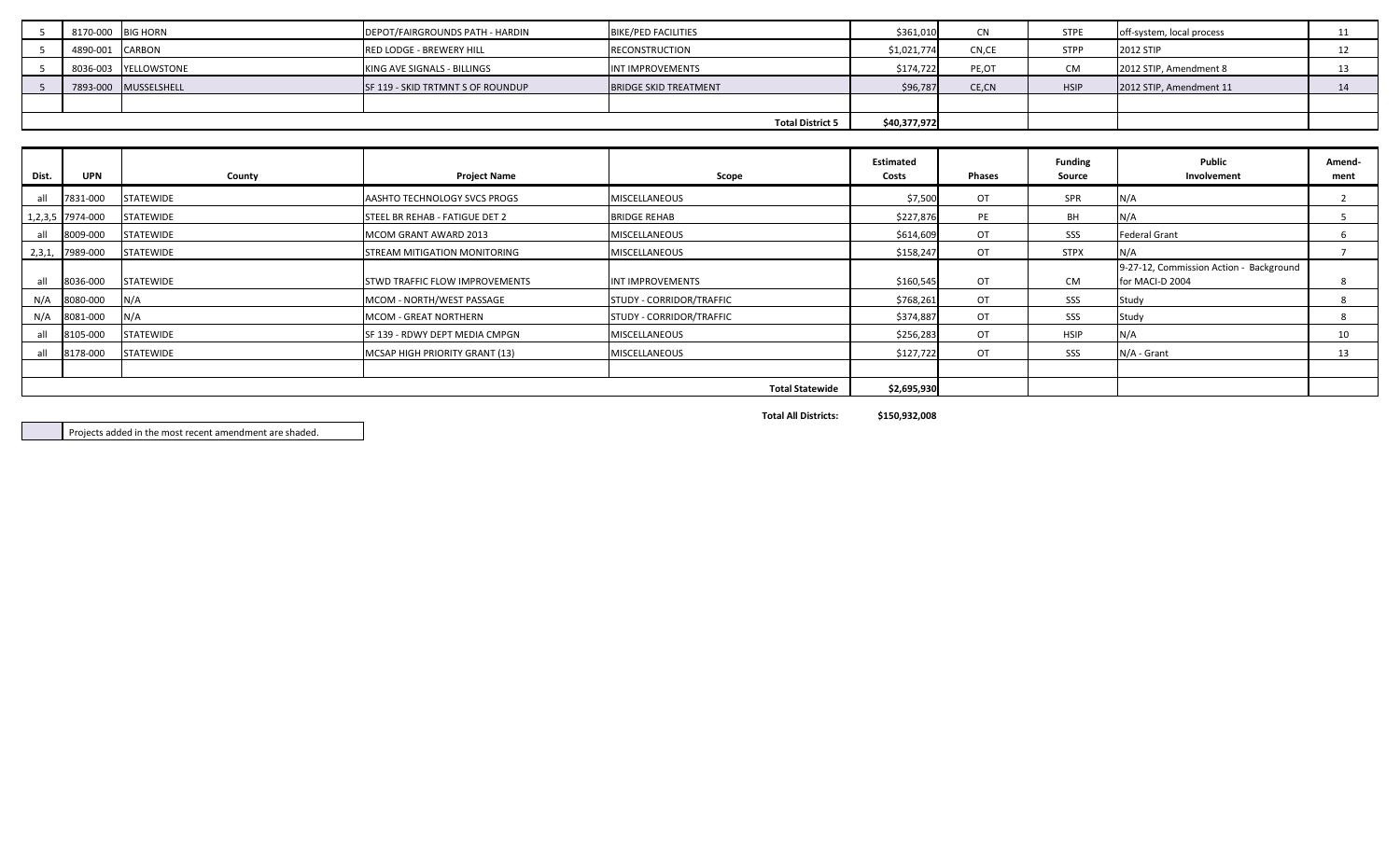| | | | | | | | | | |
|---|---|---|---|---|---|---|---|---|---|
| 5 | 8170-000 | BIG HORN | DEPOT/FAIRGROUNDS PATH - HARDIN | BIKE/PED FACILITIES | $361,010 | CN | STPE | off-system, local process | 11 |
| 5 | 4890-001 | CARBON | RED LODGE - BREWERY HILL | RECONSTRUCTION | $1,021,774 | CN,CE | STPP | 2012 STIP | 12 |
| 5 | 8036-003 | YELLOWSTONE | KING AVE SIGNALS - BILLINGS | INT IMPROVEMENTS | $174,722 | PE,OT | CM | 2012 STIP, Amendment 8 | 13 |
| 5 | 7893-000 | MUSSELSHELL | SF 119 - SKID TRTMNT S OF ROUNDUP | BRIDGE SKID TREATMENT | $96,787 | CE,CN | HSIP | 2012 STIP, Amendment 11 | 14 |
| | | | | | | | | | |
| | | | | Total District 5 | $40,377,972 | | | | |

| Dist. | UPN | County | Project Name | Scope | Estimated Costs | Phases | Funding Source | Public Involvement | Amend-ment |
|---|---|---|---|---|---|---|---|---|---|
| all | 7831-000 | STATEWIDE | AASHTO TECHNOLOGY SVCS PROGS | MISCELLANEOUS | $7,500 | OT | SPR | N/A | 2 |
| 1,2,3,5 | 7974-000 | STATEWIDE | STEEL BR REHAB - FATIGUE DET 2 | BRIDGE REHAB | $227,876 | PE | BH | N/A | 5 |
| all | 8009-000 | STATEWIDE | MCOM GRANT AWARD 2013 | MISCELLANEOUS | $614,609 | OT | SSS | Federal Grant | 6 |
| 2,3,1, | 7989-000 | STATEWIDE | STREAM MITIGATION MONITORING | MISCELLANEOUS | $158,247 | OT | STPX | N/A | 7 |
| all | 8036-000 | STATEWIDE | STWD TRAFFIC FLOW IMPROVEMENTS | INT IMPROVEMENTS | $160,545 | OT | CM | 9-27-12, Commission Action - Background for MACI-D 2004 | 8 |
| N/A | 8080-000 | N/A | MCOM - NORTH/WEST PASSAGE | STUDY - CORRIDOR/TRAFFIC | $768,261 | OT | SSS | Study | 8 |
| N/A | 8081-000 | N/A | MCOM - GREAT NORTHERN | STUDY - CORRIDOR/TRAFFIC | $374,887 | OT | SSS | Study | 8 |
| all | 8105-000 | STATEWIDE | SF 139 - RDWY DEPT MEDIA CMPGN | MISCELLANEOUS | $256,283 | OT | HSIP | N/A | 10 |
| all | 8178-000 | STATEWIDE | MCSAP HIGH PRIORITY GRANT (13) | MISCELLANEOUS | $127,722 | OT | SSS | N/A - Grant | 13 |
| | | | | | | | | | |
| | | | | Total Statewide | $2,695,930 | | | | |

**Total All Districts:** **$150,932,008**

Projects added in the most recent amendment are shaded.